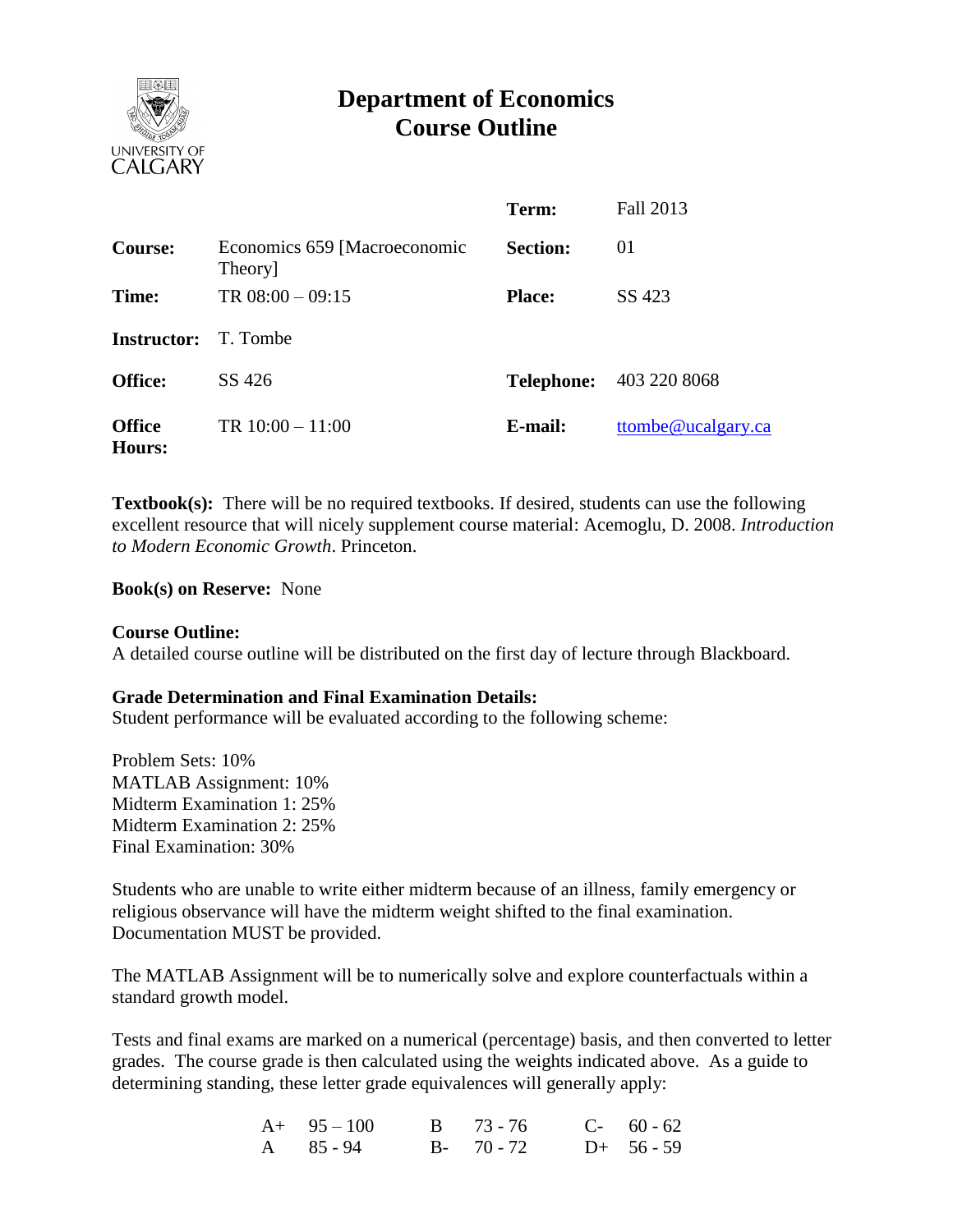# Department of Economics
# Course Outline

| | | | |
|---|---|---|---|
| | | **Term:** | Fall 2013 |
| **Course:** | Economics 659 [Macroeconomic Theory] | **Section:** | 01 |
| **Time:** | TR 08:00 – 09:15 | **Place:** | SS 423 |
| **Instructor:** | T. Tombe | | |
| **Office:** | SS 426 | **Telephone:** | 403 220 8068 |
| **Office Hours:** | TR 10:00 – 11:00 | **E-mail:** | ttombe@ucalgary.ca |

**Textbook(s):** There will be no required textbooks. If desired, students can use the following excellent resource that will nicely supplement course material: Acemoglu, D. 2008. *Introduction to Modern Economic Growth*. Princeton.

**Book(s) on Reserve:** None

**Course Outline:**
A detailed course outline will be distributed on the first day of lecture through Blackboard.

**Grade Determination and Final Examination Details:**
Student performance will be evaluated according to the following scheme:

Problem Sets: 10%
MATLAB Assignment: 10%
Midterm Examination 1: 25%
Midterm Examination 2: 25%
Final Examination: 30%

Students who are unable to write either midterm because of an illness, family emergency or religious observance will have the midterm weight shifted to the final examination. Documentation MUST be provided.

The MATLAB Assignment will be to numerically solve and explore counterfactuals within a standard growth model.

Tests and final exams are marked on a numerical (percentage) basis, and then converted to letter grades. The course grade is then calculated using the weights indicated above. As a guide to determining standing, these letter grade equivalences will generally apply:

| | | | | | |
|---|---|---|---|---|---|
| A+ | 95 – 100 | B | 73 - 76 | C- | 60 - 62 |
| A | 85 - 94 | B- | 70 - 72 | D+ | 56 - 59 |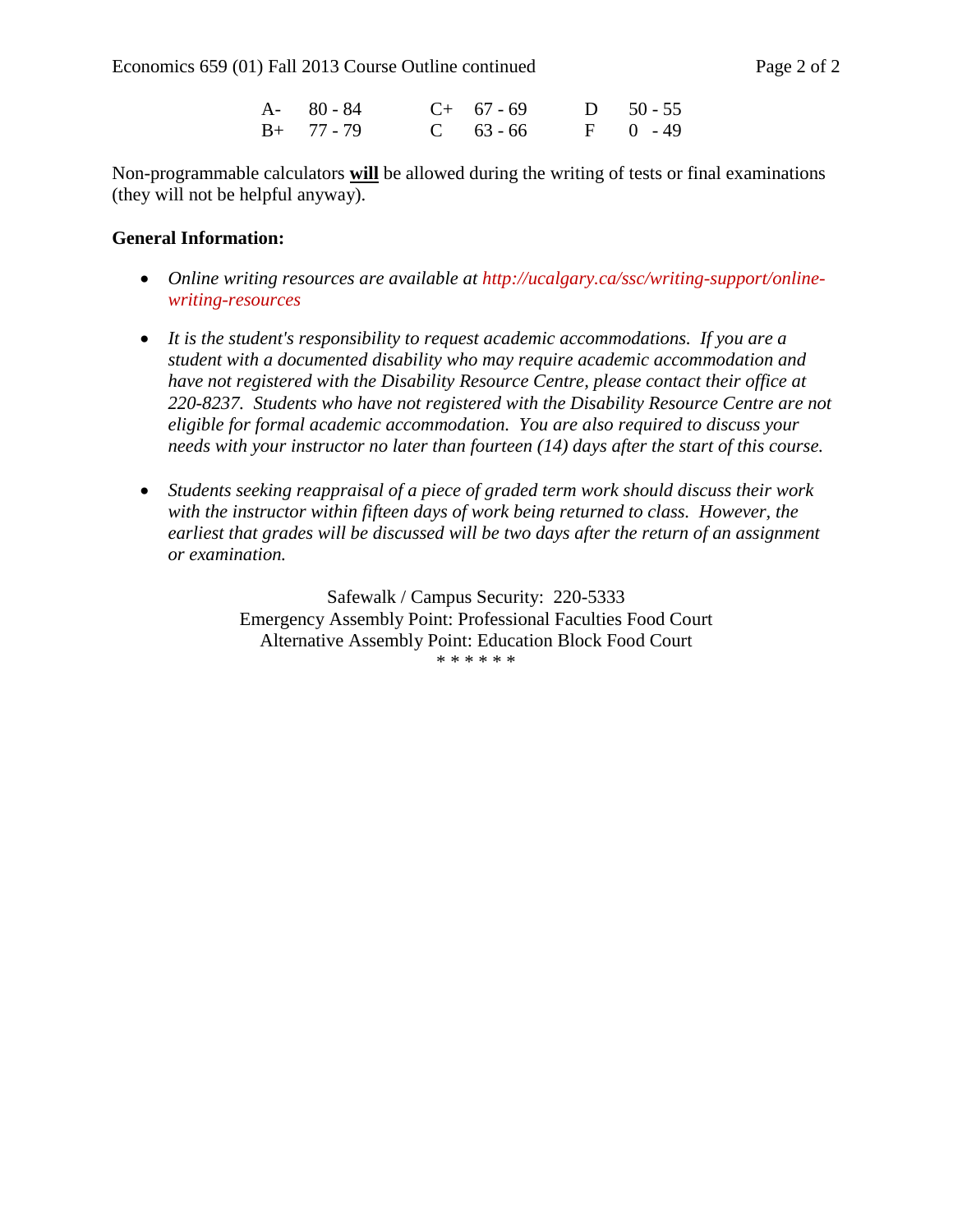| | | | | | |
|---|---|---|---|---|---|
| A- | 80 - 84 | C+ | 67 - 69 | D | 50 - 55 |
| B+ | 77 - 79 | C | 63 - 66 | F | 0 - 49 |

Non-programmable calculators **will** be allowed during the writing of tests or final examinations (they will not be helpful anyway).

**General Information:**

- *Online writing resources are available at http://ucalgary.ca/ssc/writing-support/online-writing-resources*

- *It is the student's responsibility to request academic accommodations. If you are a student with a documented disability who may require academic accommodation and have not registered with the Disability Resource Centre, please contact their office at 220-8237. Students who have not registered with the Disability Resource Centre are not eligible for formal academic accommodation. You are also required to discuss your needs with your instructor no later than fourteen (14) days after the start of this course.*

- *Students seeking reappraisal of a piece of graded term work should discuss their work with the instructor within fifteen days of work being returned to class. However, the earliest that grades will be discussed will be two days after the return of an assignment or examination.*

Safewalk / Campus Security: 220-5333
Emergency Assembly Point: Professional Faculties Food Court
Alternative Assembly Point: Education Block Food Court
* * * * * *